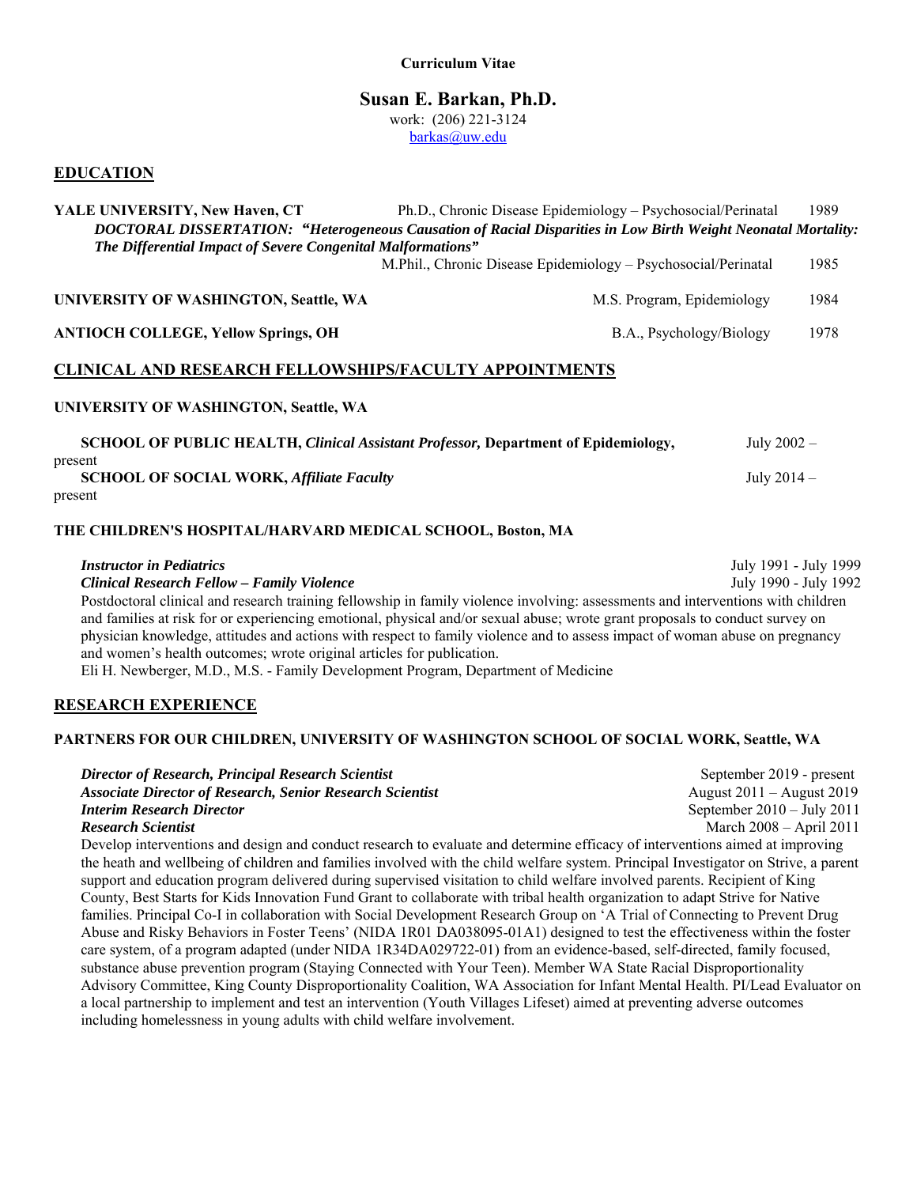**Curriculum Vitae**

# Susan E. Barkan, Ph.D.

work: (206) 221-3124
barkas@uw.edu

## EDUCATION

**YALE UNIVERSITY, New Haven, CT** — Ph.D., Chronic Disease Epidemiology – Psychosocial/Perinatal, 1989

***DOCTORAL DISSERTATION: "Heterogeneous Causation of Racial Disparities in Low Birth Weight Neonatal Mortality: The Differential Impact of Severe Congenital Malformations"***

M.Phil., Chronic Disease Epidemiology – Psychosocial/Perinatal, 1985

**UNIVERSITY OF WASHINGTON, Seattle, WA** — M.S. Program, Epidemiology, 1984

**ANTIOCH COLLEGE, Yellow Springs, OH** — B.A., Psychology/Biology, 1978

## CLINICAL AND RESEARCH FELLOWSHIPS/FACULTY APPOINTMENTS

**UNIVERSITY OF WASHINGTON, Seattle, WA**

**SCHOOL OF PUBLIC HEALTH, *Clinical Assistant Professor,* Department of Epidemiology,** July 2002 – present

**SCHOOL OF SOCIAL WORK, *Affiliate Faculty*** July 2014 – present

**THE CHILDREN'S HOSPITAL/HARVARD MEDICAL SCHOOL, Boston, MA**

***Instructor in Pediatrics*** — July 1991 - July 1999
***Clinical Research Fellow – Family Violence*** — July 1990 - July 1992

Postdoctoral clinical and research training fellowship in family violence involving: assessments and interventions with children and families at risk for or experiencing emotional, physical and/or sexual abuse; wrote grant proposals to conduct survey on physician knowledge, attitudes and actions with respect to family violence and to assess impact of woman abuse on pregnancy and women's health outcomes; wrote original articles for publication.
Eli H. Newberger, M.D., M.S. - Family Development Program, Department of Medicine

## RESEARCH EXPERIENCE

**PARTNERS FOR OUR CHILDREN, UNIVERSITY OF WASHINGTON SCHOOL OF SOCIAL WORK, Seattle, WA**

***Director of Research, Principal Research Scientist*** — September 2019 - present
***Associate Director of Research, Senior Research Scientist*** — August 2011 – August 2019
***Interim Research Director*** — September 2010 – July 2011
***Research Scientist*** — March 2008 – April 2011

Develop interventions and design and conduct research to evaluate and determine efficacy of interventions aimed at improving the heath and wellbeing of children and families involved with the child welfare system. Principal Investigator on Strive, a parent support and education program delivered during supervised visitation to child welfare involved parents. Recipient of King County, Best Starts for Kids Innovation Fund Grant to collaborate with tribal health organization to adapt Strive for Native families. Principal Co-I in collaboration with Social Development Research Group on 'A Trial of Connecting to Prevent Drug Abuse and Risky Behaviors in Foster Teens' (NIDA 1R01 DA038095-01A1) designed to test the effectiveness within the foster care system, of a program adapted (under NIDA 1R34DA029722-01) from an evidence-based, self-directed, family focused, substance abuse prevention program (Staying Connected with Your Teen). Member WA State Racial Disproportionality Advisory Committee, King County Disproportionality Coalition, WA Association for Infant Mental Health. PI/Lead Evaluator on a local partnership to implement and test an intervention (Youth Villages Lifeset) aimed at preventing adverse outcomes including homelessness in young adults with child welfare involvement.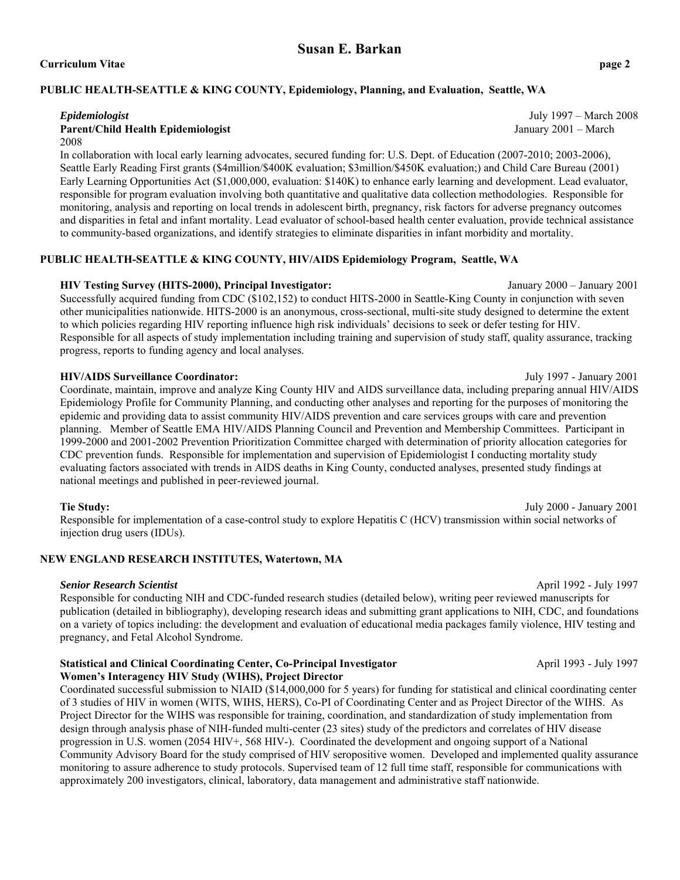**PUBLIC HEALTH-SEATTLE & KING COUNTY, Epidemiology, Planning, and Evaluation, Seattle, WA**

***Epidemiologist*** July 1997 – March 2008
**Parent/Child Health Epidemiologist** January 2001 – March 2008

In collaboration with local early learning advocates, secured funding for: U.S. Dept. of Education (2007-2010; 2003-2006), Seattle Early Reading First grants ($4million/$400K evaluation; $3million/$450K evaluation;) and Child Care Bureau (2001) Early Learning Opportunities Act ($1,000,000, evaluation: $140K) to enhance early learning and development. Lead evaluator, responsible for program evaluation involving both quantitative and qualitative data collection methodologies. Responsible for monitoring, analysis and reporting on local trends in adolescent birth, pregnancy, risk factors for adverse pregnancy outcomes and disparities in fetal and infant mortality. Lead evaluator of school-based health center evaluation, provide technical assistance to community-based organizations, and identify strategies to eliminate disparities in infant morbidity and mortality.

**PUBLIC HEALTH-SEATTLE & KING COUNTY, HIV/AIDS Epidemiology Program, Seattle, WA**

**HIV Testing Survey (HITS-2000), Principal Investigator:** January 2000 – January 2001

Successfully acquired funding from CDC ($102,152) to conduct HITS-2000 in Seattle-King County in conjunction with seven other municipalities nationwide. HITS-2000 is an anonymous, cross-sectional, multi-site study designed to determine the extent to which policies regarding HIV reporting influence high risk individuals' decisions to seek or defer testing for HIV. Responsible for all aspects of study implementation including training and supervision of study staff, quality assurance, tracking progress, reports to funding agency and local analyses.

**HIV/AIDS Surveillance Coordinator:** July 1997 - January 2001

Coordinate, maintain, improve and analyze King County HIV and AIDS surveillance data, including preparing annual HIV/AIDS Epidemiology Profile for Community Planning, and conducting other analyses and reporting for the purposes of monitoring the epidemic and providing data to assist community HIV/AIDS prevention and care services groups with care and prevention planning. Member of Seattle EMA HIV/AIDS Planning Council and Prevention and Membership Committees. Participant in 1999-2000 and 2001-2002 Prevention Prioritization Committee charged with determination of priority allocation categories for CDC prevention funds. Responsible for implementation and supervision of Epidemiologist I conducting mortality study evaluating factors associated with trends in AIDS deaths in King County, conducted analyses, presented study findings at national meetings and published in peer-reviewed journal.

**Tie Study:** July 2000 - January 2001

Responsible for implementation of a case-control study to explore Hepatitis C (HCV) transmission within social networks of injection drug users (IDUs).

**NEW ENGLAND RESEARCH INSTITUTES, Watertown, MA**

***Senior Research Scientist*** April 1992 - July 1997

Responsible for conducting NIH and CDC-funded research studies (detailed below), writing peer reviewed manuscripts for publication (detailed in bibliography), developing research ideas and submitting grant applications to NIH, CDC, and foundations on a variety of topics including: the development and evaluation of educational media packages family violence, HIV testing and pregnancy, and Fetal Alcohol Syndrome.

**Statistical and Clinical Coordinating Center, Co-Principal Investigator** April 1993 - July 1997
**Women's Interagency HIV Study (WIHS), Project Director**

Coordinated successful submission to NIAID ($14,000,000 for 5 years) for funding for statistical and clinical coordinating center of 3 studies of HIV in women (WITS, WIHS, HERS), Co-PI of Coordinating Center and as Project Director of the WIHS. As Project Director for the WIHS was responsible for training, coordination, and standardization of study implementation from design through analysis phase of NIH-funded multi-center (23 sites) study of the predictors and correlates of HIV disease progression in U.S. women (2054 HIV+, 568 HIV-). Coordinated the development and ongoing support of a National Community Advisory Board for the study comprised of HIV seropositive women. Developed and implemented quality assurance monitoring to assure adherence to study protocols. Supervised team of 12 full time staff, responsible for communications with approximately 200 investigators, clinical, laboratory, data management and administrative staff nationwide.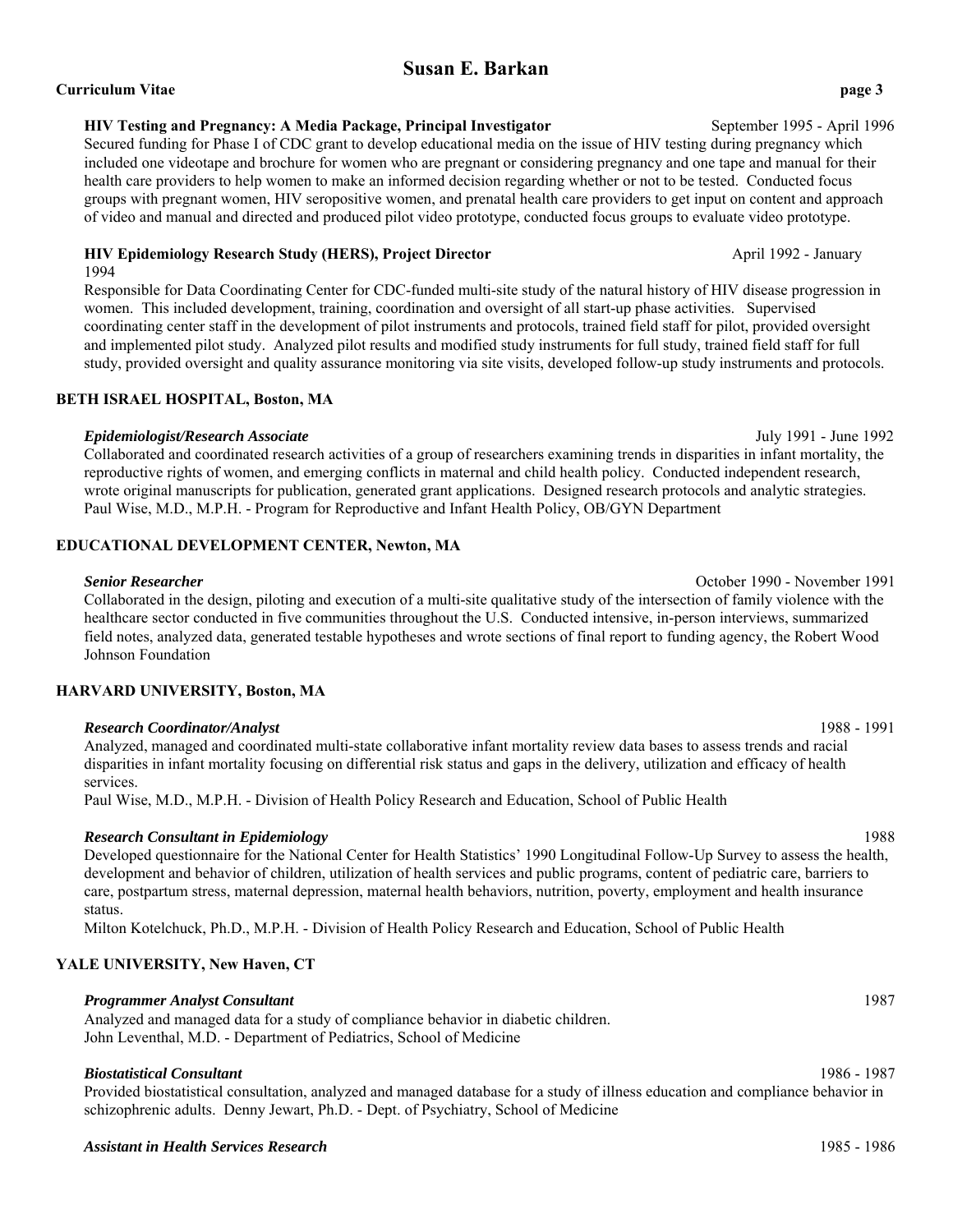**HIV Testing and Pregnancy: A Media Package, Principal Investigator** September 1995 - April 1996

Secured funding for Phase I of CDC grant to develop educational media on the issue of HIV testing during pregnancy which included one videotape and brochure for women who are pregnant or considering pregnancy and one tape and manual for their health care providers to help women to make an informed decision regarding whether or not to be tested. Conducted focus groups with pregnant women, HIV seropositive women, and prenatal health care providers to get input on content and approach of video and manual and directed and produced pilot video prototype, conducted focus groups to evaluate video prototype.

**HIV Epidemiology Research Study (HERS), Project Director** April 1992 - January 1994

Responsible for Data Coordinating Center for CDC-funded multi-site study of the natural history of HIV disease progression in women. This included development, training, coordination and oversight of all start-up phase activities. Supervised coordinating center staff in the development of pilot instruments and protocols, trained field staff for pilot, provided oversight and implemented pilot study. Analyzed pilot results and modified study instruments for full study, trained field staff for full study, provided oversight and quality assurance monitoring via site visits, developed follow-up study instruments and protocols.

## BETH ISRAEL HOSPITAL, Boston, MA

***Epidemiologist/Research Associate*** July 1991 - June 1992

Collaborated and coordinated research activities of a group of researchers examining trends in disparities in infant mortality, the reproductive rights of women, and emerging conflicts in maternal and child health policy. Conducted independent research, wrote original manuscripts for publication, generated grant applications. Designed research protocols and analytic strategies.
Paul Wise, M.D., M.P.H. - Program for Reproductive and Infant Health Policy, OB/GYN Department

## EDUCATIONAL DEVELOPMENT CENTER, Newton, MA

***Senior Researcher*** October 1990 - November 1991

Collaborated in the design, piloting and execution of a multi-site qualitative study of the intersection of family violence with the healthcare sector conducted in five communities throughout the U.S. Conducted intensive, in-person interviews, summarized field notes, analyzed data, generated testable hypotheses and wrote sections of final report to funding agency, the Robert Wood Johnson Foundation

## HARVARD UNIVERSITY, Boston, MA

***Research Coordinator/Analyst*** 1988 - 1991

Analyzed, managed and coordinated multi-state collaborative infant mortality review data bases to assess trends and racial disparities in infant mortality focusing on differential risk status and gaps in the delivery, utilization and efficacy of health services.
Paul Wise, M.D., M.P.H. - Division of Health Policy Research and Education, School of Public Health

***Research Consultant in Epidemiology*** 1988

Developed questionnaire for the National Center for Health Statistics' 1990 Longitudinal Follow-Up Survey to assess the health, development and behavior of children, utilization of health services and public programs, content of pediatric care, barriers to care, postpartum stress, maternal depression, maternal health behaviors, nutrition, poverty, employment and health insurance status.
Milton Kotelchuck, Ph.D., M.P.H. - Division of Health Policy Research and Education, School of Public Health

## YALE UNIVERSITY, New Haven, CT

***Programmer Analyst Consultant*** 1987

Analyzed and managed data for a study of compliance behavior in diabetic children.
John Leventhal, M.D. - Department of Pediatrics, School of Medicine

***Biostatistical Consultant*** 1986 - 1987

Provided biostatistical consultation, analyzed and managed database for a study of illness education and compliance behavior in schizophrenic adults. Denny Jewart, Ph.D. - Dept. of Psychiatry, School of Medicine

***Assistant in Health Services Research*** 1985 - 1986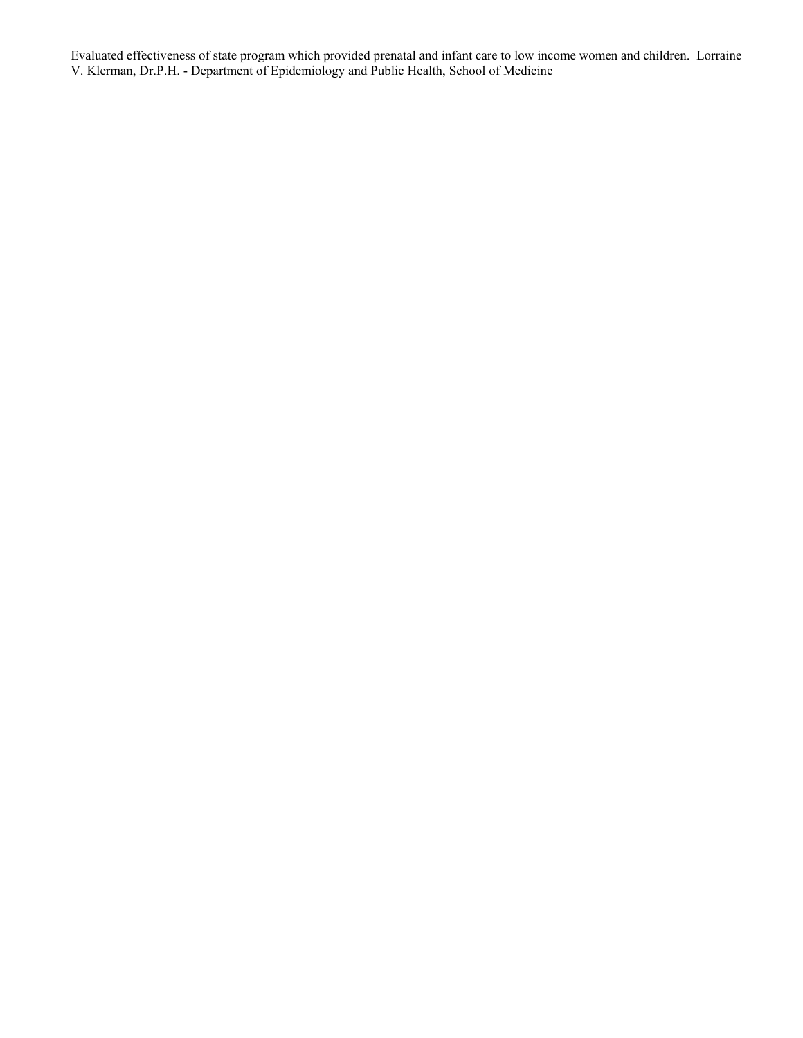Evaluated effectiveness of state program which provided prenatal and infant care to low income women and children. Lorraine V. Klerman, Dr.P.H. - Department of Epidemiology and Public Health, School of Medicine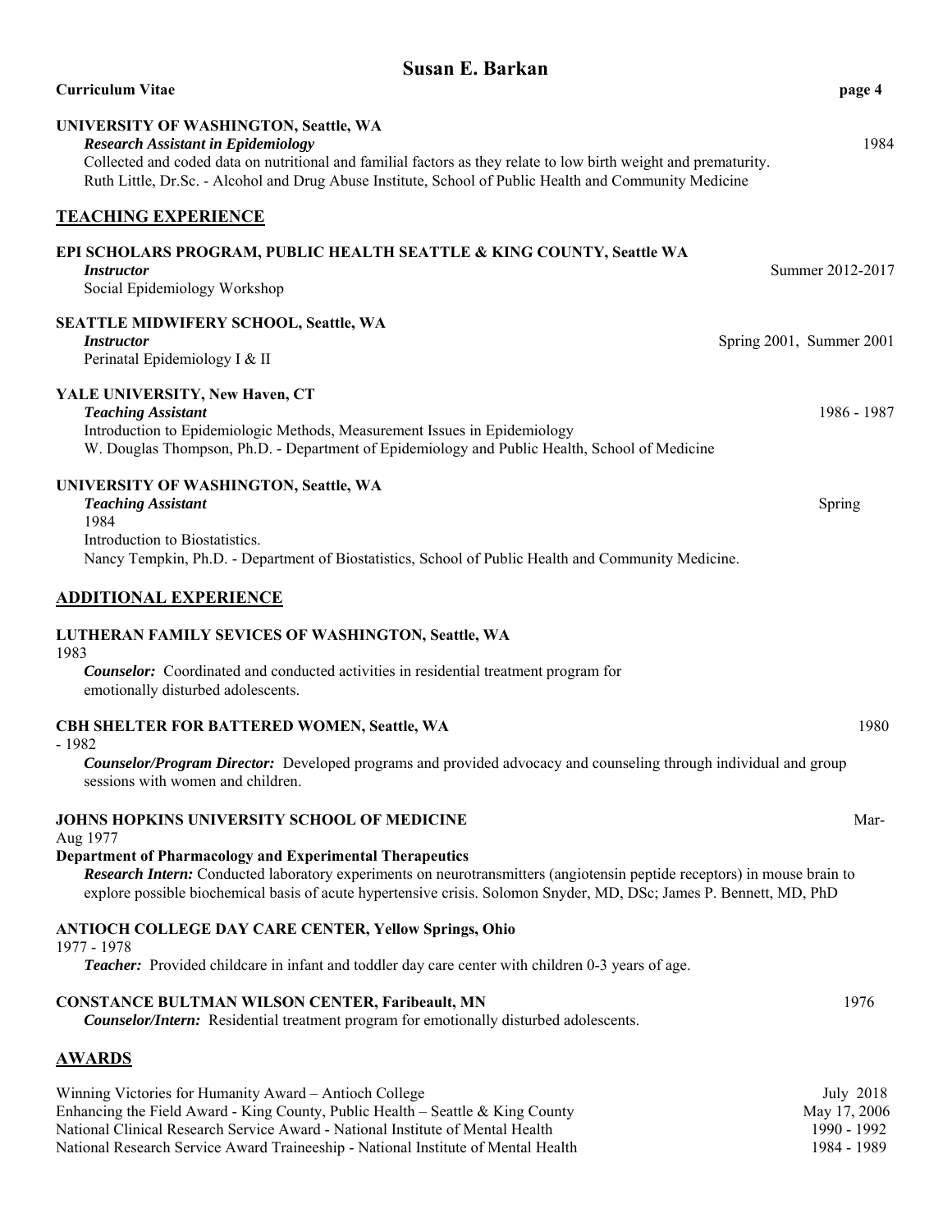**UNIVERSITY OF WASHINGTON, Seattle, WA**
***Research Assistant in Epidemiology*** 1984
Collected and coded data on nutritional and familial factors as they relate to low birth weight and prematurity.
Ruth Little, Dr.Sc. - Alcohol and Drug Abuse Institute, School of Public Health and Community Medicine

## TEACHING EXPERIENCE

**EPI SCHOLARS PROGRAM, PUBLIC HEALTH SEATTLE & KING COUNTY, Seattle WA**
***Instructor*** Summer 2012-2017
Social Epidemiology Workshop

**SEATTLE MIDWIFERY SCHOOL, Seattle, WA**
***Instructor*** Spring 2001, Summer 2001
Perinatal Epidemiology I & II

**YALE UNIVERSITY, New Haven, CT**
***Teaching Assistant*** 1986 - 1987
Introduction to Epidemiologic Methods, Measurement Issues in Epidemiology
W. Douglas Thompson, Ph.D. - Department of Epidemiology and Public Health, School of Medicine

**UNIVERSITY OF WASHINGTON, Seattle, WA**
***Teaching Assistant*** Spring 1984
Introduction to Biostatistics.
Nancy Tempkin, Ph.D. - Department of Biostatistics, School of Public Health and Community Medicine.

## ADDITIONAL EXPERIENCE

**LUTHERAN FAMILY SEVICES OF WASHINGTON, Seattle, WA** 1983
***Counselor:*** Coordinated and conducted activities in residential treatment program for emotionally disturbed adolescents.

**CBH SHELTER FOR BATTERED WOMEN, Seattle, WA** 1980 - 1982
***Counselor/Program Director:*** Developed programs and provided advocacy and counseling through individual and group sessions with women and children.

**JOHNS HOPKINS UNIVERSITY SCHOOL OF MEDICINE** Mar-Aug 1977
**Department of Pharmacology and Experimental Therapeutics**
***Research Intern:*** Conducted laboratory experiments on neurotransmitters (angiotensin peptide receptors) in mouse brain to explore possible biochemical basis of acute hypertensive crisis. Solomon Snyder, MD, DSc; James P. Bennett, MD, PhD

**ANTIOCH COLLEGE DAY CARE CENTER, Yellow Springs, Ohio** 1977 - 1978
***Teacher:*** Provided childcare in infant and toddler day care center with children 0-3 years of age.

**CONSTANCE BULTMAN WILSON CENTER, Faribeault, MN** 1976
***Counselor/Intern:*** Residential treatment program for emotionally disturbed adolescents.

## AWARDS

Winning Victories for Humanity Award – Antioch College July 2018
Enhancing the Field Award - King County, Public Health – Seattle & King County May 17, 2006
National Clinical Research Service Award - National Institute of Mental Health 1990 - 1992
National Research Service Award Traineeship - National Institute of Mental Health 1984 - 1989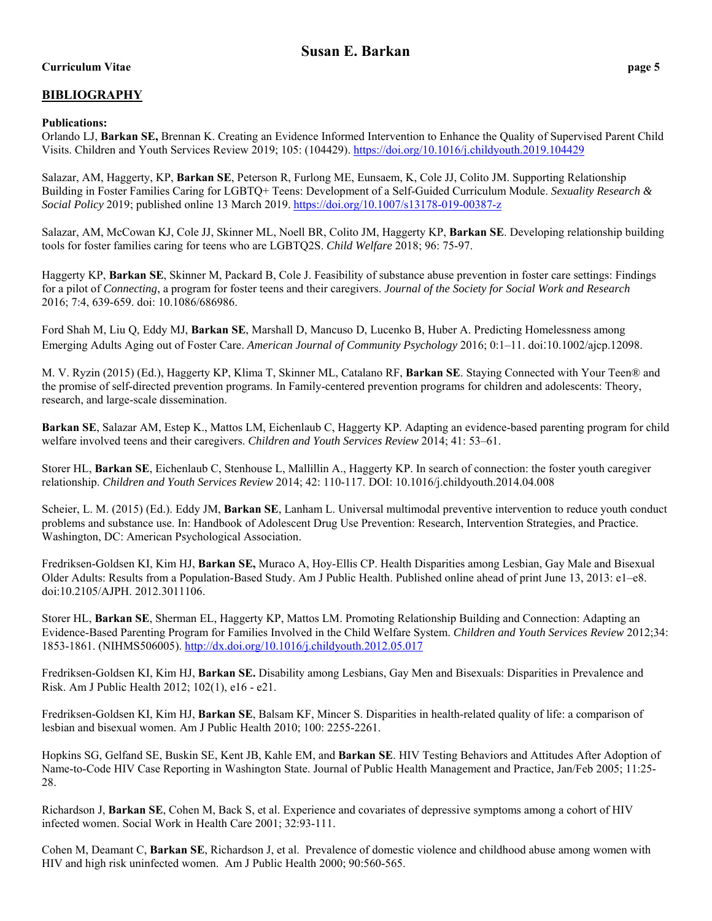## BIBLIOGRAPHY

**Publications:**

Orlando LJ, **Barkan SE,** Brennan K. Creating an Evidence Informed Intervention to Enhance the Quality of Supervised Parent Child Visits. Children and Youth Services Review 2019; 105: (104429). https://doi.org/10.1016/j.childyouth.2019.104429

Salazar, AM, Haggerty, KP, **Barkan SE**, Peterson R, Furlong ME, Eunsaem, K, Cole JJ, Colito JM. Supporting Relationship Building in Foster Families Caring for LGBTQ+ Teens: Development of a Self-Guided Curriculum Module. *Sexuality Research & Social Policy* 2019; published online 13 March 2019. https://doi.org/10.1007/s13178-019-00387-z

Salazar, AM, McCowan KJ, Cole JJ, Skinner ML, Noell BR, Colito JM, Haggerty KP, **Barkan SE**. Developing relationship building tools for foster families caring for teens who are LGBTQ2S. *Child Welfare* 2018; 96: 75-97.

Haggerty KP, **Barkan SE**, Skinner M, Packard B, Cole J. Feasibility of substance abuse prevention in foster care settings: Findings for a pilot of *Connecting*, a program for foster teens and their caregivers. *Journal of the Society for Social Work and Research* 2016; 7:4, 639-659. doi: 10.1086/686986.

Ford Shah M, Liu Q, Eddy MJ, **Barkan SE**, Marshall D, Mancuso D, Lucenko B, Huber A. Predicting Homelessness among Emerging Adults Aging out of Foster Care. *American Journal of Community Psychology* 2016; 0:1–11. doi:10.1002/ajcp.12098.

M. V. Ryzin (2015) (Ed.), Haggerty KP, Klima T, Skinner ML, Catalano RF, **Barkan SE**. Staying Connected with Your Teen® and the promise of self-directed prevention programs. In Family-centered prevention programs for children and adolescents: Theory, research, and large-scale dissemination.

**Barkan SE**, Salazar AM, Estep K., Mattos LM, Eichenlaub C, Haggerty KP. Adapting an evidence-based parenting program for child welfare involved teens and their caregivers. *Children and Youth Services Review* 2014; 41: 53–61.

Storer HL, **Barkan SE**, Eichenlaub C, Stenhouse L, Mallillin A., Haggerty KP. In search of connection: the foster youth caregiver relationship. *Children and Youth Services Review* 2014; 42: 110-117. DOI: 10.1016/j.childyouth.2014.04.008

Scheier, L. M. (2015) (Ed.). Eddy JM, **Barkan SE**, Lanham L. Universal multimodal preventive intervention to reduce youth conduct problems and substance use. In: Handbook of Adolescent Drug Use Prevention: Research, Intervention Strategies, and Practice. Washington, DC: American Psychological Association.

Fredriksen-Goldsen KI, Kim HJ, **Barkan SE,** Muraco A, Hoy-Ellis CP. Health Disparities among Lesbian, Gay Male and Bisexual Older Adults: Results from a Population-Based Study. Am J Public Health. Published online ahead of print June 13, 2013: e1–e8. doi:10.2105/AJPH. 2012.3011106.

Storer HL, **Barkan SE**, Sherman EL, Haggerty KP, Mattos LM. Promoting Relationship Building and Connection: Adapting an Evidence-Based Parenting Program for Families Involved in the Child Welfare System. *Children and Youth Services Review* 2012;34: 1853-1861. (NIHMS506005). http://dx.doi.org/10.1016/j.childyouth.2012.05.017

Fredriksen-Goldsen KI, Kim HJ, **Barkan SE.** Disability among Lesbians, Gay Men and Bisexuals: Disparities in Prevalence and Risk. Am J Public Health 2012; 102(1), e16 - e21.

Fredriksen-Goldsen KI, Kim HJ, **Barkan SE**, Balsam KF, Mincer S. Disparities in health-related quality of life: a comparison of lesbian and bisexual women. Am J Public Health 2010; 100: 2255-2261.

Hopkins SG, Gelfand SE, Buskin SE, Kent JB, Kahle EM, and **Barkan SE**. HIV Testing Behaviors and Attitudes After Adoption of Name-to-Code HIV Case Reporting in Washington State. Journal of Public Health Management and Practice, Jan/Feb 2005; 11:25-28.

Richardson J, **Barkan SE**, Cohen M, Back S, et al. Experience and covariates of depressive symptoms among a cohort of HIV infected women. Social Work in Health Care 2001; 32:93-111.

Cohen M, Deamant C, **Barkan SE**, Richardson J, et al. Prevalence of domestic violence and childhood abuse among women with HIV and high risk uninfected women. Am J Public Health 2000; 90:560-565.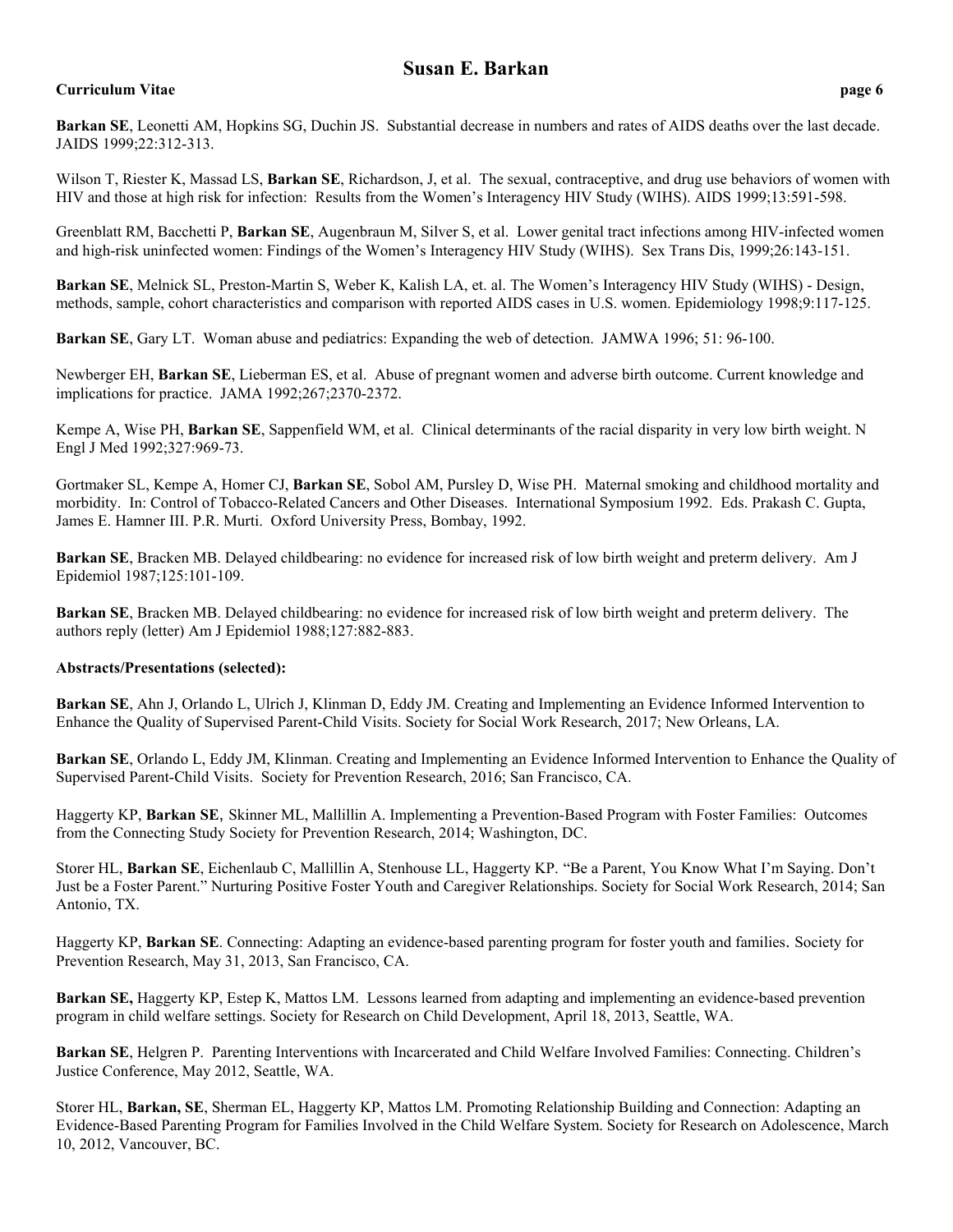**Barkan SE**, Leonetti AM, Hopkins SG, Duchin JS. Substantial decrease in numbers and rates of AIDS deaths over the last decade. JAIDS 1999;22:312-313.

Wilson T, Riester K, Massad LS, **Barkan SE**, Richardson, J, et al. The sexual, contraceptive, and drug use behaviors of women with HIV and those at high risk for infection: Results from the Women's Interagency HIV Study (WIHS). AIDS 1999;13:591-598.

Greenblatt RM, Bacchetti P, **Barkan SE**, Augenbraun M, Silver S, et al. Lower genital tract infections among HIV-infected women and high-risk uninfected women: Findings of the Women's Interagency HIV Study (WIHS). Sex Trans Dis, 1999;26:143-151.

**Barkan SE**, Melnick SL, Preston-Martin S, Weber K, Kalish LA, et. al. The Women's Interagency HIV Study (WIHS) - Design, methods, sample, cohort characteristics and comparison with reported AIDS cases in U.S. women. Epidemiology 1998;9:117-125.

**Barkan SE**, Gary LT. Woman abuse and pediatrics: Expanding the web of detection. JAMWA 1996; 51: 96-100.

Newberger EH, **Barkan SE**, Lieberman ES, et al. Abuse of pregnant women and adverse birth outcome. Current knowledge and implications for practice. JAMA 1992;267;2370-2372.

Kempe A, Wise PH, **Barkan SE**, Sappenfield WM, et al. Clinical determinants of the racial disparity in very low birth weight. N Engl J Med 1992;327:969-73.

Gortmaker SL, Kempe A, Homer CJ, **Barkan SE**, Sobol AM, Pursley D, Wise PH. Maternal smoking and childhood mortality and morbidity. In: Control of Tobacco-Related Cancers and Other Diseases. International Symposium 1992. Eds. Prakash C. Gupta, James E. Hamner III. P.R. Murti. Oxford University Press, Bombay, 1992.

**Barkan SE**, Bracken MB. Delayed childbearing: no evidence for increased risk of low birth weight and preterm delivery. Am J Epidemiol 1987;125:101-109.

**Barkan SE**, Bracken MB. Delayed childbearing: no evidence for increased risk of low birth weight and preterm delivery. The authors reply (letter) Am J Epidemiol 1988;127:882-883.

**Abstracts/Presentations (selected):**

**Barkan SE**, Ahn J, Orlando L, Ulrich J, Klinman D, Eddy JM. Creating and Implementing an Evidence Informed Intervention to Enhance the Quality of Supervised Parent-Child Visits. Society for Social Work Research, 2017; New Orleans, LA.

**Barkan SE**, Orlando L, Eddy JM, Klinman. Creating and Implementing an Evidence Informed Intervention to Enhance the Quality of Supervised Parent-Child Visits. Society for Prevention Research, 2016; San Francisco, CA.

Haggerty KP, **Barkan SE**, Skinner ML, Mallillin A. Implementing a Prevention-Based Program with Foster Families: Outcomes from the Connecting Study Society for Prevention Research, 2014; Washington, DC.

Storer HL, **Barkan SE**, Eichenlaub C, Mallillin A, Stenhouse LL, Haggerty KP. "Be a Parent, You Know What I'm Saying. Don't Just be a Foster Parent." Nurturing Positive Foster Youth and Caregiver Relationships. Society for Social Work Research, 2014; San Antonio, TX.

Haggerty KP, **Barkan SE**. Connecting: Adapting an evidence-based parenting program for foster youth and families. Society for Prevention Research, May 31, 2013, San Francisco, CA.

**Barkan SE,** Haggerty KP, Estep K, Mattos LM. Lessons learned from adapting and implementing an evidence-based prevention program in child welfare settings. Society for Research on Child Development, April 18, 2013, Seattle, WA.

**Barkan SE**, Helgren P. Parenting Interventions with Incarcerated and Child Welfare Involved Families: Connecting. Children's Justice Conference, May 2012, Seattle, WA.

Storer HL, **Barkan, SE**, Sherman EL, Haggerty KP, Mattos LM. Promoting Relationship Building and Connection: Adapting an Evidence-Based Parenting Program for Families Involved in the Child Welfare System. Society for Research on Adolescence, March 10, 2012, Vancouver, BC.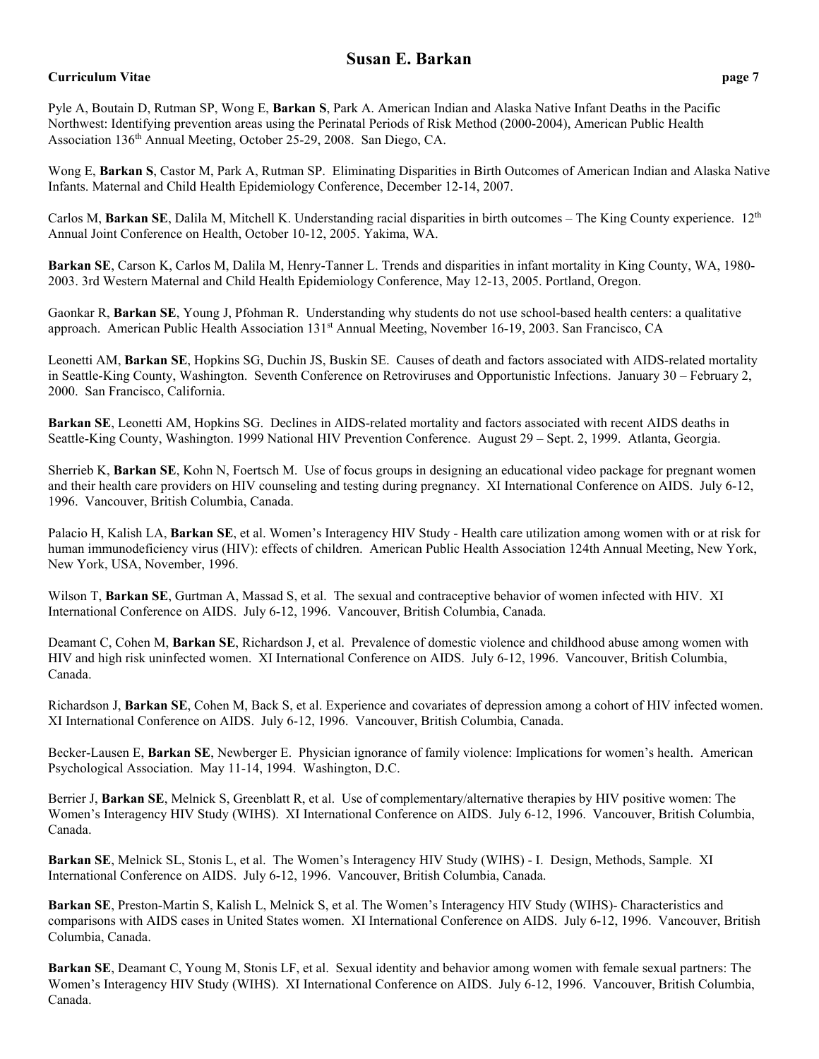Pyle A, Boutain D, Rutman SP, Wong E, **Barkan S**, Park A. American Indian and Alaska Native Infant Deaths in the Pacific Northwest: Identifying prevention areas using the Perinatal Periods of Risk Method (2000-2004), American Public Health Association 136th Annual Meeting, October 25-29, 2008. San Diego, CA.

Wong E, **Barkan S**, Castor M, Park A, Rutman SP. Eliminating Disparities in Birth Outcomes of American Indian and Alaska Native Infants. Maternal and Child Health Epidemiology Conference, December 12-14, 2007.

Carlos M, **Barkan SE**, Dalila M, Mitchell K. Understanding racial disparities in birth outcomes – The King County experience. 12th Annual Joint Conference on Health, October 10-12, 2005. Yakima, WA.

**Barkan SE**, Carson K, Carlos M, Dalila M, Henry-Tanner L. Trends and disparities in infant mortality in King County, WA, 1980-2003. 3rd Western Maternal and Child Health Epidemiology Conference, May 12-13, 2005. Portland, Oregon.

Gaonkar R, **Barkan SE**, Young J, Pfohman R. Understanding why students do not use school-based health centers: a qualitative approach. American Public Health Association 131st Annual Meeting, November 16-19, 2003. San Francisco, CA

Leonetti AM, **Barkan SE**, Hopkins SG, Duchin JS, Buskin SE. Causes of death and factors associated with AIDS-related mortality in Seattle-King County, Washington. Seventh Conference on Retroviruses and Opportunistic Infections. January 30 – February 2, 2000. San Francisco, California.

**Barkan SE**, Leonetti AM, Hopkins SG. Declines in AIDS-related mortality and factors associated with recent AIDS deaths in Seattle-King County, Washington. 1999 National HIV Prevention Conference. August 29 – Sept. 2, 1999. Atlanta, Georgia.

Sherrieb K, **Barkan SE**, Kohn N, Foertsch M. Use of focus groups in designing an educational video package for pregnant women and their health care providers on HIV counseling and testing during pregnancy. XI International Conference on AIDS. July 6-12, 1996. Vancouver, British Columbia, Canada.

Palacio H, Kalish LA, **Barkan SE**, et al. Women's Interagency HIV Study - Health care utilization among women with or at risk for human immunodeficiency virus (HIV): effects of children. American Public Health Association 124th Annual Meeting, New York, New York, USA, November, 1996.

Wilson T, **Barkan SE**, Gurtman A, Massad S, et al. The sexual and contraceptive behavior of women infected with HIV. XI International Conference on AIDS. July 6-12, 1996. Vancouver, British Columbia, Canada.

Deamant C, Cohen M, **Barkan SE**, Richardson J, et al. Prevalence of domestic violence and childhood abuse among women with HIV and high risk uninfected women. XI International Conference on AIDS. July 6-12, 1996. Vancouver, British Columbia, Canada.

Richardson J, **Barkan SE**, Cohen M, Back S, et al. Experience and covariates of depression among a cohort of HIV infected women. XI International Conference on AIDS. July 6-12, 1996. Vancouver, British Columbia, Canada.

Becker-Lausen E, **Barkan SE**, Newberger E. Physician ignorance of family violence: Implications for women's health. American Psychological Association. May 11-14, 1994. Washington, D.C.

Berrier J, **Barkan SE**, Melnick S, Greenblatt R, et al. Use of complementary/alternative therapies by HIV positive women: The Women's Interagency HIV Study (WIHS). XI International Conference on AIDS. July 6-12, 1996. Vancouver, British Columbia, Canada.

**Barkan SE**, Melnick SL, Stonis L, et al. The Women's Interagency HIV Study (WIHS) - I. Design, Methods, Sample. XI International Conference on AIDS. July 6-12, 1996. Vancouver, British Columbia, Canada.

**Barkan SE**, Preston-Martin S, Kalish L, Melnick S, et al. The Women's Interagency HIV Study (WIHS)- Characteristics and comparisons with AIDS cases in United States women. XI International Conference on AIDS. July 6-12, 1996. Vancouver, British Columbia, Canada.

**Barkan SE**, Deamant C, Young M, Stonis LF, et al. Sexual identity and behavior among women with female sexual partners: The Women's Interagency HIV Study (WIHS). XI International Conference on AIDS. July 6-12, 1996. Vancouver, British Columbia, Canada.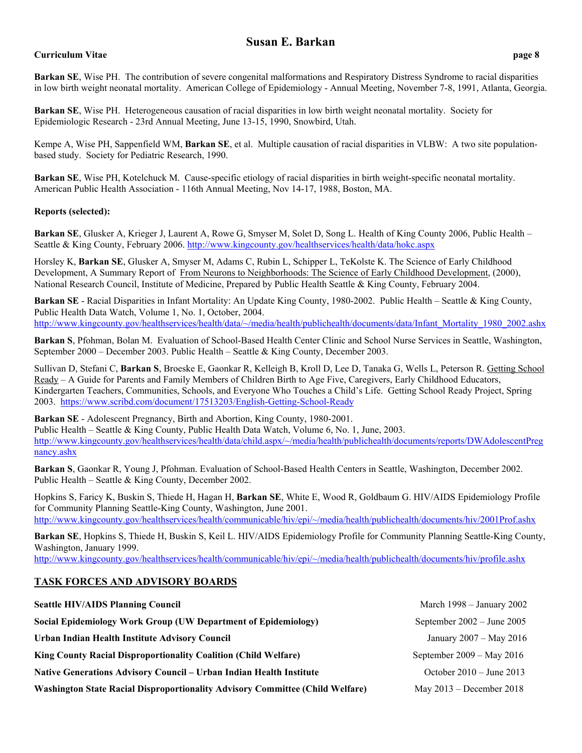**Barkan SE**, Wise PH. The contribution of severe congenital malformations and Respiratory Distress Syndrome to racial disparities in low birth weight neonatal mortality. American College of Epidemiology - Annual Meeting, November 7-8, 1991, Atlanta, Georgia.

**Barkan SE**, Wise PH. Heterogeneous causation of racial disparities in low birth weight neonatal mortality. Society for Epidemiologic Research - 23rd Annual Meeting, June 13-15, 1990, Snowbird, Utah.

Kempe A, Wise PH, Sappenfield WM, **Barkan SE**, et al. Multiple causation of racial disparities in VLBW: A two site population-based study. Society for Pediatric Research, 1990.

**Barkan SE**, Wise PH, Kotelchuck M. Cause-specific etiology of racial disparities in birth weight-specific neonatal mortality. American Public Health Association - 116th Annual Meeting, Nov 14-17, 1988, Boston, MA.

**Reports (selected):**

**Barkan SE**, Glusker A, Krieger J, Laurent A, Rowe G, Smyser M, Solet D, Song L. Health of King County 2006, Public Health – Seattle & King County, February 2006. http://www.kingcounty.gov/healthservices/health/data/hokc.aspx

Horsley K, **Barkan SE**, Glusker A, Smyser M, Adams C, Rubin L, Schipper L, TeKolste K. The Science of Early Childhood Development, A Summary Report of From Neurons to Neighborhoods: The Science of Early Childhood Development, (2000), National Research Council, Institute of Medicine, Prepared by Public Health Seattle & King County, February 2004.

**Barkan SE** - Racial Disparities in Infant Mortality: An Update King County, 1980-2002. Public Health – Seattle & King County, Public Health Data Watch, Volume 1, No. 1, October, 2004.
http://www.kingcounty.gov/healthservices/health/data/~/media/health/publichealth/documents/data/Infant_Mortality_1980_2002.ashx

**Barkan S**, Pfohman, Bolan M. Evaluation of School-Based Health Center Clinic and School Nurse Services in Seattle, Washington, September 2000 – December 2003. Public Health – Seattle & King County, December 2003.

Sullivan D, Stefani C, **Barkan S**, Broeske E, Gaonkar R, Kelleigh B, Kroll D, Lee D, Tanaka G, Wells L, Peterson R. Getting School Ready – A Guide for Parents and Family Members of Children Birth to Age Five, Caregivers, Early Childhood Educators, Kindergarten Teachers, Communities, Schools, and Everyone Who Touches a Child's Life. Getting School Ready Project, Spring 2003. https://www.scribd.com/document/17513203/English-Getting-School-Ready

**Barkan SE** - Adolescent Pregnancy, Birth and Abortion, King County, 1980-2001.
Public Health – Seattle & King County, Public Health Data Watch, Volume 6, No. 1, June, 2003.
http://www.kingcounty.gov/healthservices/health/data/child.aspx/~/media/health/publichealth/documents/reports/DWAdolescentPregnancy.ashx

**Barkan S**, Gaonkar R, Young J, Pfohman. Evaluation of School-Based Health Centers in Seattle, Washington, December 2002. Public Health – Seattle & King County, December 2002.

Hopkins S, Faricy K, Buskin S, Thiede H, Hagan H, **Barkan SE**, White E, Wood R, Goldbaum G. HIV/AIDS Epidemiology Profile for Community Planning Seattle-King County, Washington, June 2001.
http://www.kingcounty.gov/healthservices/health/communicable/hiv/epi/~/media/health/publichealth/documents/hiv/2001Prof.ashx

**Barkan SE**, Hopkins S, Thiede H, Buskin S, Keil L. HIV/AIDS Epidemiology Profile for Community Planning Seattle-King County, Washington, January 1999.
http://www.kingcounty.gov/healthservices/health/communicable/hiv/epi/~/media/health/publichealth/documents/hiv/profile.ashx

## TASK FORCES AND ADVISORY BOARDS

| | |
|---|---|
| **Seattle HIV/AIDS Planning Council** | March 1998 – January 2002 |
| **Social Epidemiology Work Group (UW Department of Epidemiology)** | September 2002 – June 2005 |
| **Urban Indian Health Institute Advisory Council** | January 2007 – May 2016 |
| **King County Racial Disproportionality Coalition (Child Welfare)** | September 2009 – May 2016 |
| **Native Generations Advisory Council – Urban Indian Health Institute** | October 2010 – June 2013 |
| **Washington State Racial Disproportionality Advisory Committee (Child Welfare)** | May 2013 – December 2018 |